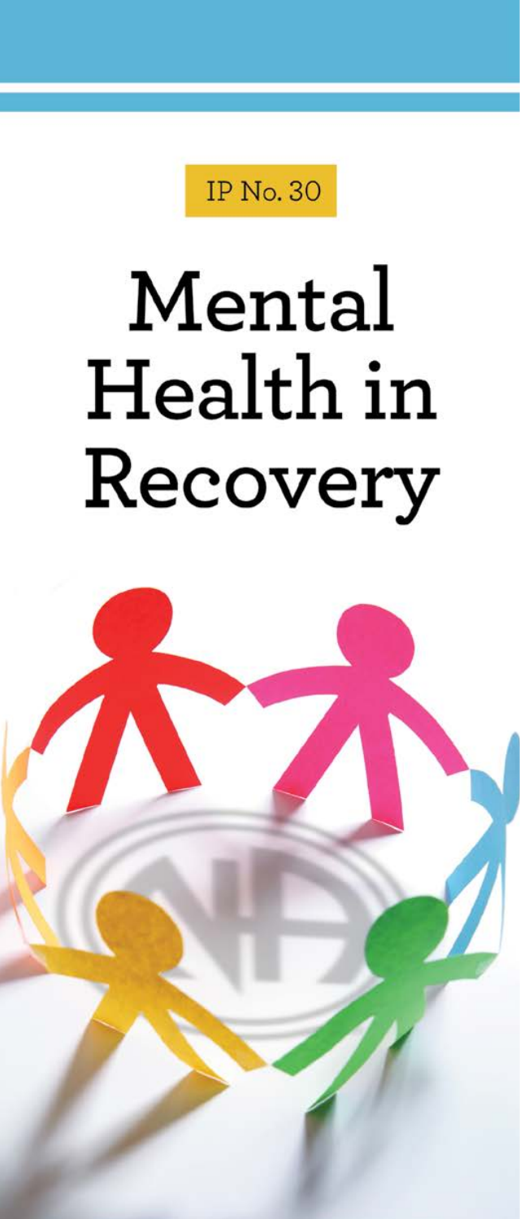IP No. 30

# Mental Health in Recovery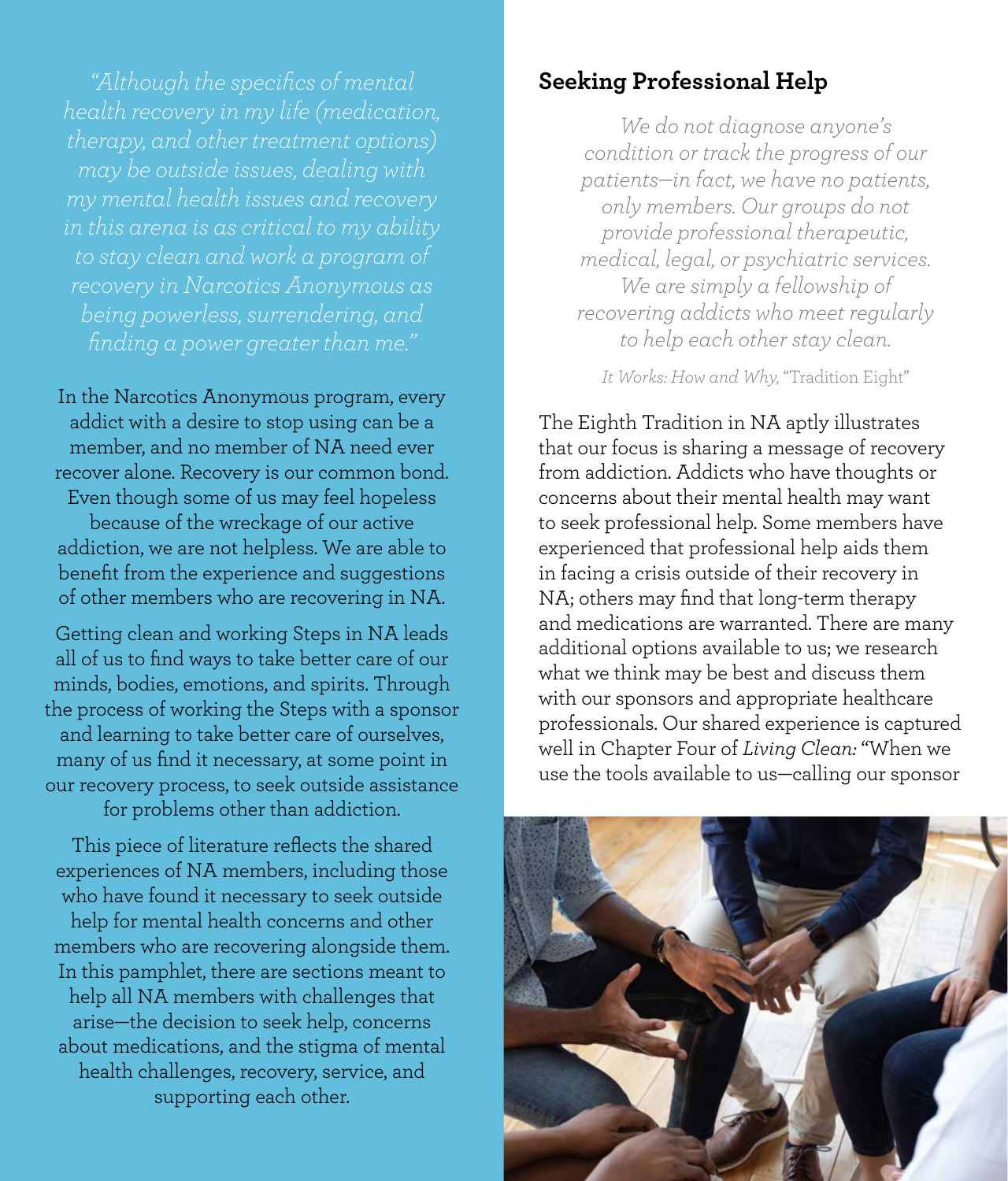*"Although the specifics of mental health recovery in my life (medication, therapy, and other treatment options) may be outside issues, dealing with my mental health issues and recovery in this arena is as critical to my ability to stay clean and work a program of recovery in Narcotics Anonymous as being powerless, surrendering, and finding a power greater than me."*

In the Narcotics Anonymous program, every addict with a desire to stop using can be a member, and no member of NA need ever recover alone. Recovery is our common bond. Even though some of us may feel hopeless because of the wreckage of our active addiction, we are not helpless. We are able to benefit from the experience and suggestions of other members who are recovering in NA.

Getting clean and working Steps in NA leads all of us to find ways to take better care of our minds, bodies, emotions, and spirits. Through the process of working the Steps with a sponsor and learning to take better care of ourselves, many of us find it necessary, at some point in our recovery process, to seek outside assistance for problems other than addiction.

This piece of literature reflects the shared experiences of NA members, including those who have found it necessary to seek outside help for mental health concerns and other members who are recovering alongside them. In this pamphlet, there are sections meant to help all NA members with challenges that arise—the decision to seek help, concerns about medications, and the stigma of mental health challenges, recovery, service, and supporting each other.

## Seeking Professional Help

*We do not diagnose anyone's condition or track the progress of our patients—in fact, we have no patients, only members. Our groups do not provide professional therapeutic, medical, legal, or psychiatric services. We are simply a fellowship of recovering addicts who meet regularly to help each other stay clean.*

*It Works: How and Why,* "Tradition Eight"

The Eighth Tradition in NA aptly illustrates that our focus is sharing a message of recovery from addiction. Addicts who have thoughts or concerns about their mental health may want to seek professional help. Some members have experienced that professional help aids them in facing a crisis outside of their recovery in NA; others may find that long-term therapy and medications are warranted. There are many additional options available to us; we research what we think may be best and discuss them with our sponsors and appropriate healthcare professionals. Our shared experience is captured well in Chapter Four of *Living Clean:* "When we use the tools available to us—calling our sponsor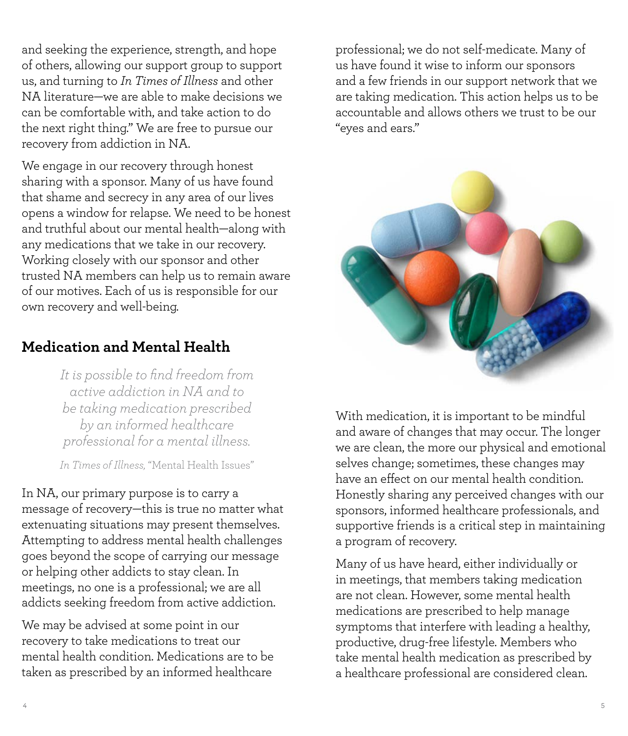and seeking the experience, strength, and hope of others, allowing our support group to support us, and turning to *In Times of Illness* and other NA literature—we are able to make decisions we can be comfortable with, and take action to do the next right thing." We are free to pursue our recovery from addiction in NA.

We engage in our recovery through honest sharing with a sponsor. Many of us have found that shame and secrecy in any area of our lives opens a window for relapse. We need to be honest and truthful about our mental health—along with any medications that we take in our recovery. Working closely with our sponsor and other trusted NA members can help us to remain aware of our motives. Each of us is responsible for our own recovery and well-being.

## Medication and Mental Health

> *It is possible to find freedom from active addiction in NA and to be taking medication prescribed by an informed healthcare professional for a mental illness.*
>
> *In Times of Illness,* "Mental Health Issues"

In NA, our primary purpose is to carry a message of recovery—this is true no matter what extenuating situations may present themselves. Attempting to address mental health challenges goes beyond the scope of carrying our message or helping other addicts to stay clean. In meetings, no one is a professional; we are all addicts seeking freedom from active addiction.

We may be advised at some point in our recovery to take medications to treat our mental health condition. Medications are to be taken as prescribed by an informed healthcare professional; we do not self-medicate. Many of us have found it wise to inform our sponsors and a few friends in our support network that we are taking medication. This action helps us to be accountable and allows others we trust to be our "eyes and ears."

With medication, it is important to be mindful and aware of changes that may occur. The longer we are clean, the more our physical and emotional selves change; sometimes, these changes may have an effect on our mental health condition. Honestly sharing any perceived changes with our sponsors, informed healthcare professionals, and supportive friends is a critical step in maintaining a program of recovery.

Many of us have heard, either individually or in meetings, that members taking medication are not clean. However, some mental health medications are prescribed to help manage symptoms that interfere with leading a healthy, productive, drug-free lifestyle. Members who take mental health medication as prescribed by a healthcare professional are considered clean.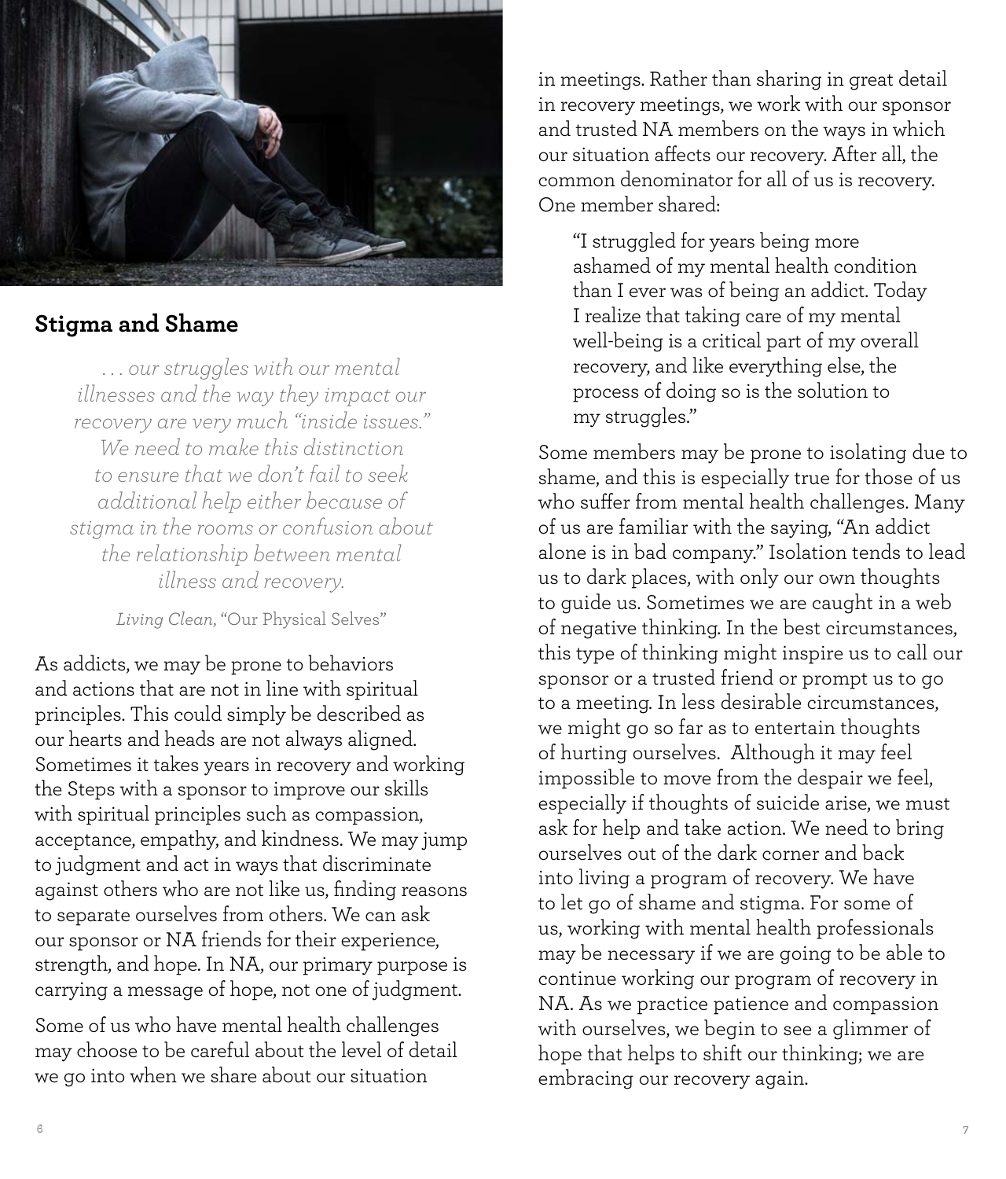## Stigma and Shame

> *. . . our struggles with our mental illnesses and the way they impact our recovery are very much "inside issues." We need to make this distinction to ensure that we don't fail to seek additional help either because of stigma in the rooms or confusion about the relationship between mental illness and recovery.*
>
> *Living Clean,* "Our Physical Selves"

As addicts, we may be prone to behaviors and actions that are not in line with spiritual principles. This could simply be described as our hearts and heads are not always aligned. Sometimes it takes years in recovery and working the Steps with a sponsor to improve our skills with spiritual principles such as compassion, acceptance, empathy, and kindness. We may jump to judgment and act in ways that discriminate against others who are not like us, finding reasons to separate ourselves from others. We can ask our sponsor or NA friends for their experience, strength, and hope. In NA, our primary purpose is carrying a message of hope, not one of judgment.

Some of us who have mental health challenges may choose to be careful about the level of detail we go into when we share about our situation in meetings. Rather than sharing in great detail in recovery meetings, we work with our sponsor and trusted NA members on the ways in which our situation affects our recovery. After all, the common denominator for all of us is recovery. One member shared:

> "I struggled for years being more ashamed of my mental health condition than I ever was of being an addict. Today I realize that taking care of my mental well-being is a critical part of my overall recovery, and like everything else, the process of doing so is the solution to my struggles."

Some members may be prone to isolating due to shame, and this is especially true for those of us who suffer from mental health challenges. Many of us are familiar with the saying, "An addict alone is in bad company." Isolation tends to lead us to dark places, with only our own thoughts to guide us. Sometimes we are caught in a web of negative thinking. In the best circumstances, this type of thinking might inspire us to call our sponsor or a trusted friend or prompt us to go to a meeting. In less desirable circumstances, we might go so far as to entertain thoughts of hurting ourselves. Although it may feel impossible to move from the despair we feel, especially if thoughts of suicide arise, we must ask for help and take action. We need to bring ourselves out of the dark corner and back into living a program of recovery. We have to let go of shame and stigma. For some of us, working with mental health professionals may be necessary if we are going to be able to continue working our program of recovery in NA. As we practice patience and compassion with ourselves, we begin to see a glimmer of hope that helps to shift our thinking; we are embracing our recovery again.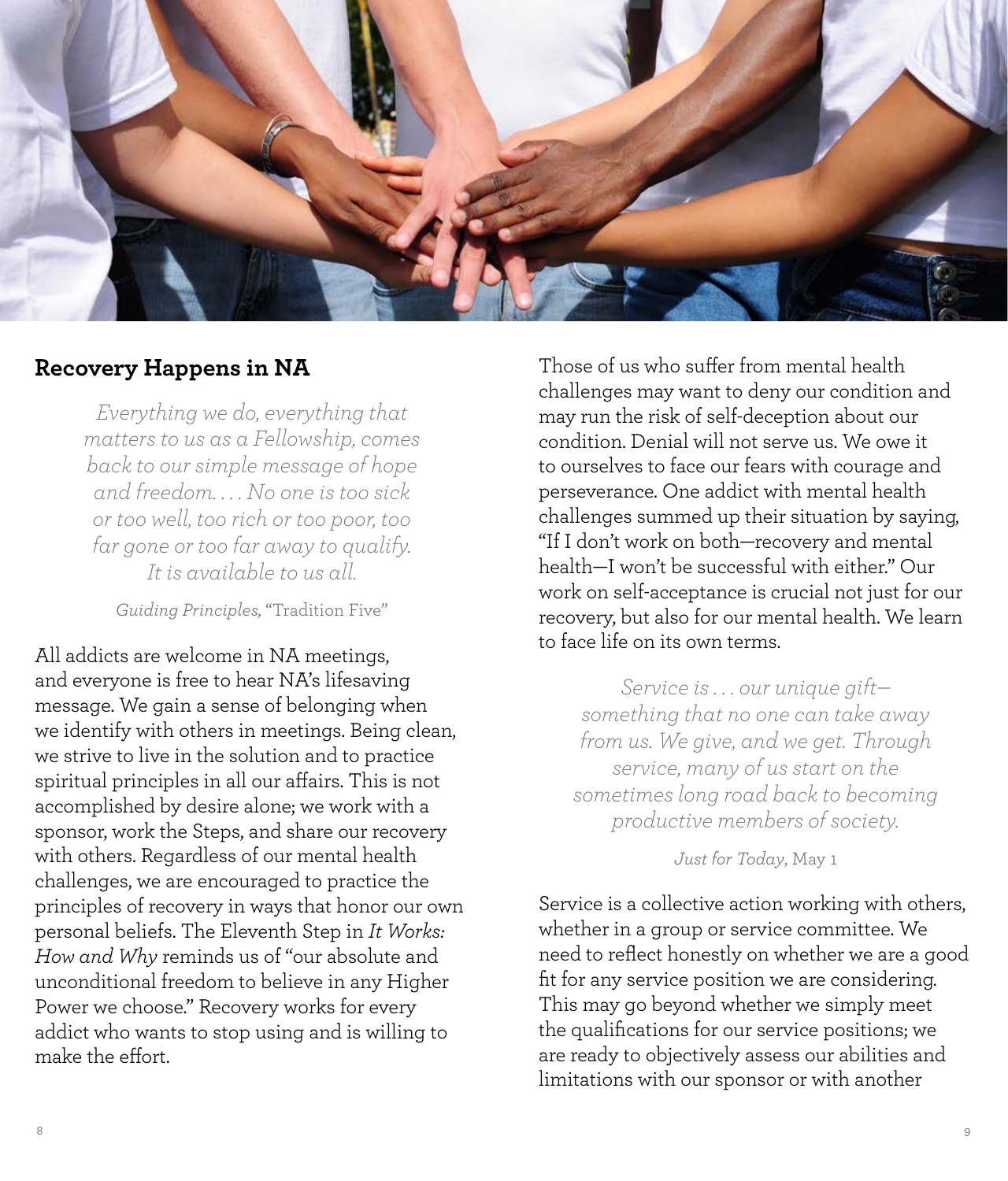## Recovery Happens in NA

> *Everything we do, everything that matters to us as a Fellowship, comes back to our simple message of hope and freedom. . . . No one is too sick or too well, too rich or too poor, too far gone or too far away to qualify. It is available to us all.*
>
> *Guiding Principles,* "Tradition Five"

All addicts are welcome in NA meetings, and everyone is free to hear NA's lifesaving message. We gain a sense of belonging when we identify with others in meetings. Being clean, we strive to live in the solution and to practice spiritual principles in all our affairs. This is not accomplished by desire alone; we work with a sponsor, work the Steps, and share our recovery with others. Regardless of our mental health challenges, we are encouraged to practice the principles of recovery in ways that honor our own personal beliefs. The Eleventh Step in *It Works: How and Why* reminds us of "our absolute and unconditional freedom to believe in any Higher Power we choose." Recovery works for every addict who wants to stop using and is willing to make the effort.

Those of us who suffer from mental health challenges may want to deny our condition and may run the risk of self-deception about our condition. Denial will not serve us. We owe it to ourselves to face our fears with courage and perseverance. One addict with mental health challenges summed up their situation by saying, "If I don't work on both—recovery and mental health—I won't be successful with either." Our work on self-acceptance is crucial not just for our recovery, but also for our mental health. We learn to face life on its own terms.

> *Service is . . . our unique gift—something that no one can take away from us. We give, and we get. Through service, many of us start on the sometimes long road back to becoming productive members of society.*
>
> *Just for Today,* May 1

Service is a collective action working with others, whether in a group or service committee. We need to reflect honestly on whether we are a good fit for any service position we are considering. This may go beyond whether we simply meet the qualifications for our service positions; we are ready to objectively assess our abilities and limitations with our sponsor or with another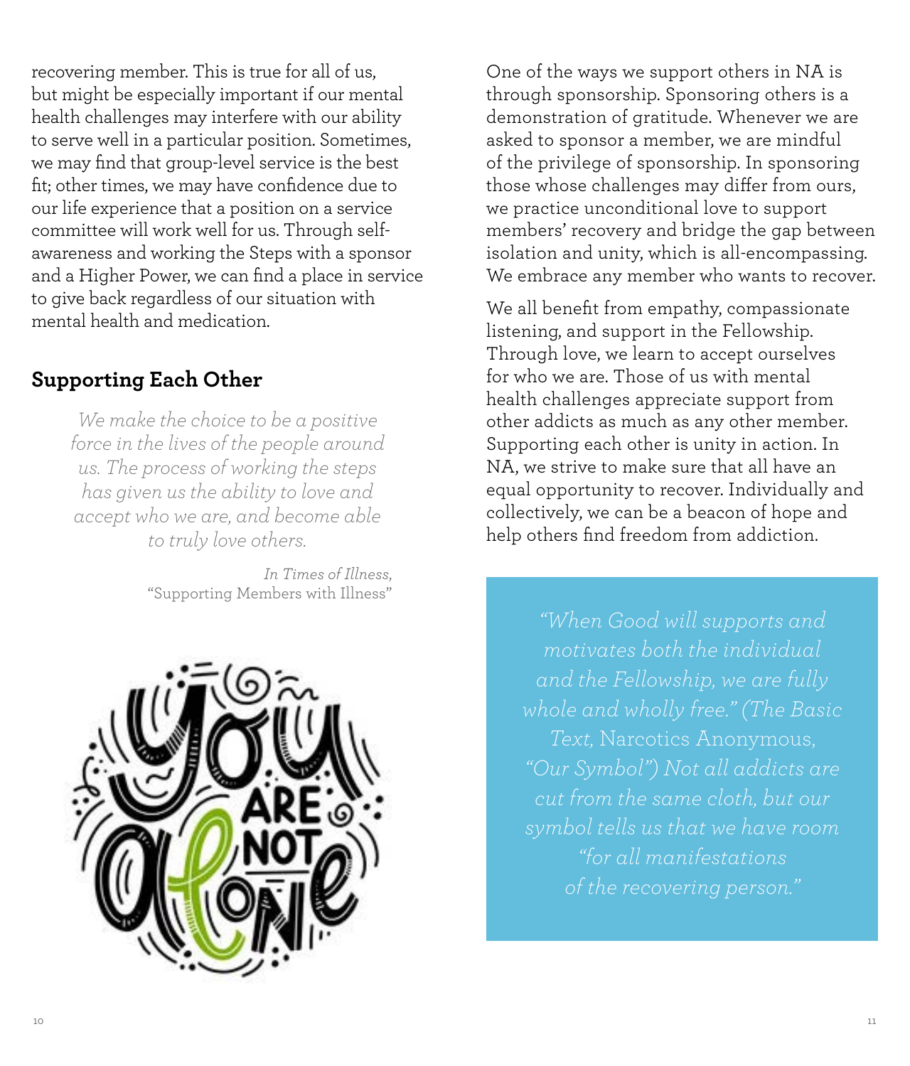recovering member. This is true for all of us, but might be especially important if our mental health challenges may interfere with our ability to serve well in a particular position. Sometimes, we may find that group-level service is the best fit; other times, we may have confidence due to our life experience that a position on a service committee will work well for us. Through self-awareness and working the Steps with a sponsor and a Higher Power, we can find a place in service to give back regardless of our situation with mental health and medication.

## Supporting Each Other

> *We make the choice to be a positive force in the lives of the people around us. The process of working the steps has given us the ability to love and accept who we are, and become able to truly love others.*
>
> *In Times of Illness,* "Supporting Members with Illness"

One of the ways we support others in NA is through sponsorship. Sponsoring others is a demonstration of gratitude. Whenever we are asked to sponsor a member, we are mindful of the privilege of sponsorship. In sponsoring those whose challenges may differ from ours, we practice unconditional love to support members' recovery and bridge the gap between isolation and unity, which is all-encompassing. We embrace any member who wants to recover.

We all benefit from empathy, compassionate listening, and support in the Fellowship. Through love, we learn to accept ourselves for who we are. Those of us with mental health challenges appreciate support from other addicts as much as any other member. Supporting each other is unity in action. In NA, we strive to make sure that all have an equal opportunity to recover. Individually and collectively, we can be a beacon of hope and help others find freedom from addiction.

> *"When Good will supports and motivates both the individual and the Fellowship, we are fully whole and wholly free." (The Basic Text,* Narcotics Anonymous, *"Our Symbol") Not all addicts are cut from the same cloth, but our symbol tells us that we have room "for all manifestations of the recovering person."*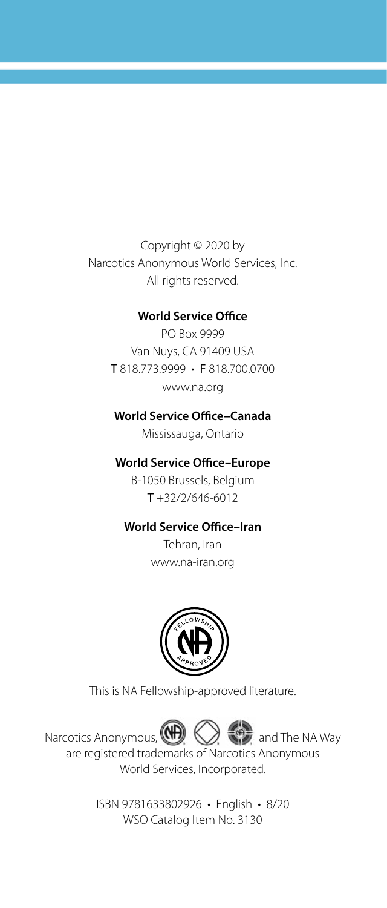Copyright © 2020 by
Narcotics Anonymous World Services, Inc.
All rights reserved.

**World Service Office**

PO Box 9999
Van Nuys, CA 91409 USA
T 818.773.9999 • F 818.700.0700
www.na.org

**World Service Office–Canada**

Mississauga, Ontario

**World Service Office–Europe**

B-1050 Brussels, Belgium
T +32/2/646-6012

**World Service Office–Iran**

Tehran, Iran
www.na-iran.org

This is NA Fellowship-approved literature.

Narcotics Anonymous, , , and The NA Way are registered trademarks of Narcotics Anonymous World Services, Incorporated.

ISBN 9781633802926 • English • 8/20
WSO Catalog Item No. 3130